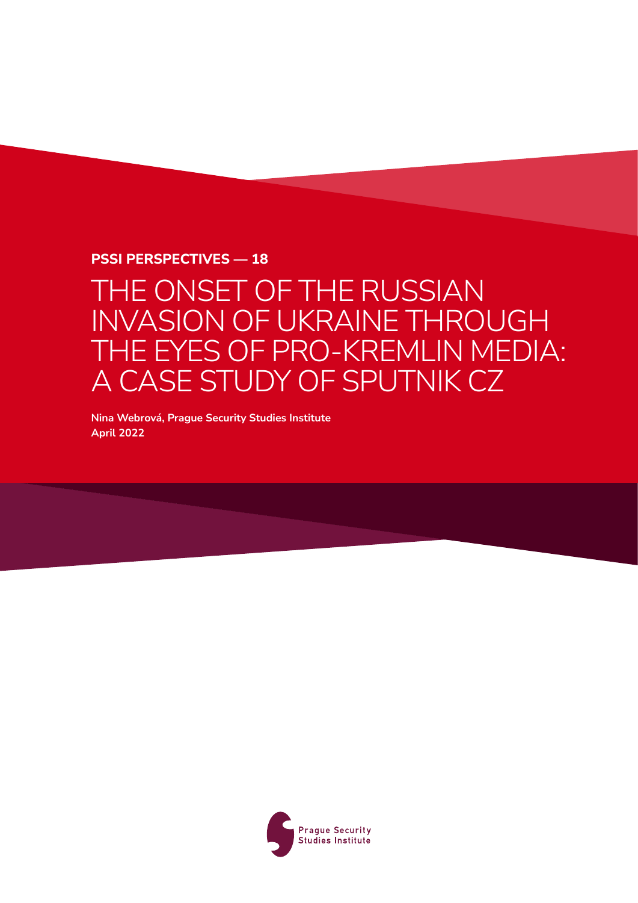**PSSI PERSPECTIVES — 18**

# THE ONSET OF THE RUSSIAN INVASION OF UKRAINE THROUGH THE EYES OF PRO-KREMLIN MEDIA: A CASE STUDY OF SPUTNIK CZ

**Nina Webrová, Prague Security Studies Institute**
**April 2022**

Prague Security Studies Institute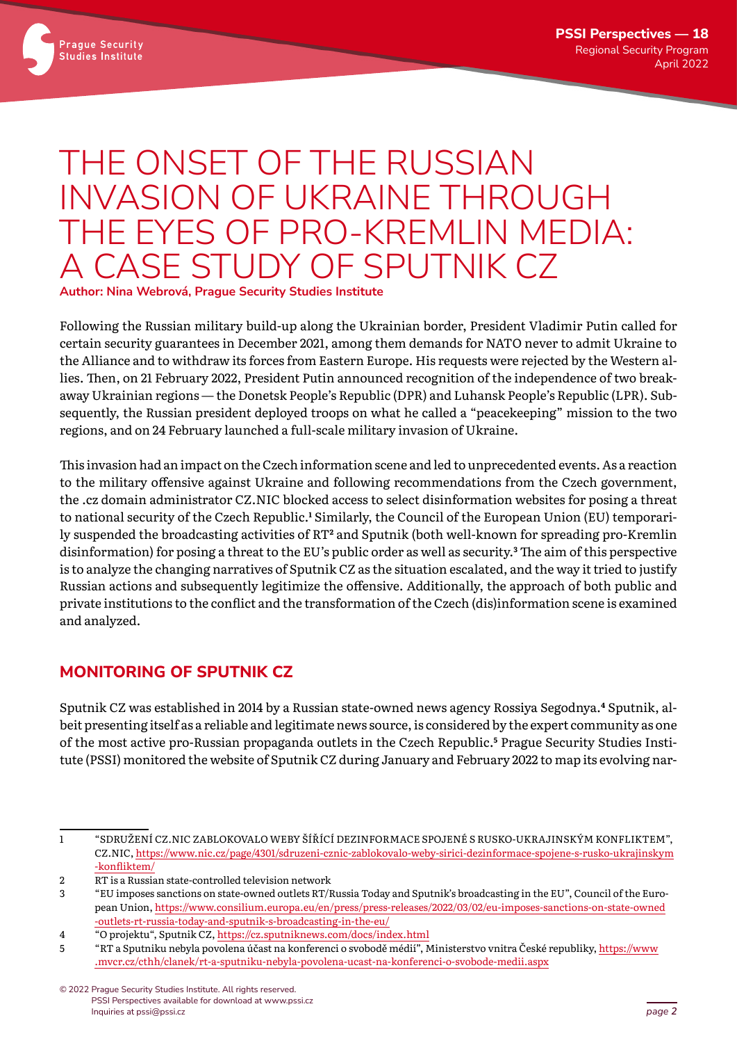# THE ONSET OF THE RUSSIAN INVASION OF UKRAINE THROUGH THE EYES OF PRO-KREMLIN MEDIA: A CASE STUDY OF SPUTNIK CZ

**Author: Nina Webrová, Prague Security Studies Institute**

Following the Russian military build-up along the Ukrainian border, President Vladimir Putin called for certain security guarantees in December 2021, among them demands for NATO never to admit Ukraine to the Alliance and to withdraw its forces from Eastern Europe. His requests were rejected by the Western allies. Then, on 21 February 2022, President Putin announced recognition of the independence of two breakaway Ukrainian regions — the Donetsk People's Republic (DPR) and Luhansk People's Republic (LPR). Subsequently, the Russian president deployed troops on what he called a "peacekeeping" mission to the two regions, and on 24 February launched a full-scale military invasion of Ukraine.

This invasion had an impact on the Czech information scene and led to unprecedented events. As a reaction to the military offensive against Ukraine and following recommendations from the Czech government, the .cz domain administrator CZ.NIC blocked access to select disinformation websites for posing a threat to national security of the Czech Republic.[1] Similarly, the Council of the European Union (EU) temporarily suspended the broadcasting activities of RT[2] and Sputnik (both well-known for spreading pro-Kremlin disinformation) for posing a threat to the EU's public order as well as security.[3] The aim of this perspective is to analyze the changing narratives of Sputnik CZ as the situation escalated, and the way it tried to justify Russian actions and subsequently legitimize the offensive. Additionally, the approach of both public and private institutions to the conflict and the transformation of the Czech (dis)information scene is examined and analyzed.

## MONITORING OF SPUTNIK CZ

Sputnik CZ was established in 2014 by a Russian state-owned news agency Rossiya Segodnya.[4] Sputnik, albeit presenting itself as a reliable and legitimate news source, is considered by the expert community as one of the most active pro-Russian propaganda outlets in the Czech Republic.[5] Prague Security Studies Institute (PSSI) monitored the website of Sputnik CZ during January and February 2022 to map its evolving nar-

---

1 "SDRUŽENÍ CZ.NIC ZABLOKOVALO WEBY ŠÍŘÍCÍ DEZINFORMACE SPOJENÉ S RUSKO-UKRAJINSKÝM KONFLIKTEM", CZ.NIC, https://www.nic.cz/page/4301/sdruzeni-cznic-zablokovalo-weby-sirici-dezinformace-spojene-s-rusko-ukrajinskym-konfliktem/

2 RT is a Russian state-controlled television network

3 "EU imposes sanctions on state-owned outlets RT/Russia Today and Sputnik's broadcasting in the EU", Council of the European Union, https://www.consilium.europa.eu/en/press/press-releases/2022/03/02/eu-imposes-sanctions-on-state-owned-outlets-rt-russia-today-and-sputnik-s-broadcasting-in-the-eu/

4 "O projektu", Sputnik CZ, https://cz.sputniknews.com/docs/index.html

5 "RT a Sputniku nebyla povolena účast na konferenci o svobodě médií", Ministerstvo vnitra České republiky, https://www.mvcr.cz/cthh/clanek/rt-a-sputniku-nebyla-povolena-ucast-na-konferenci-o-svobode-medii.aspx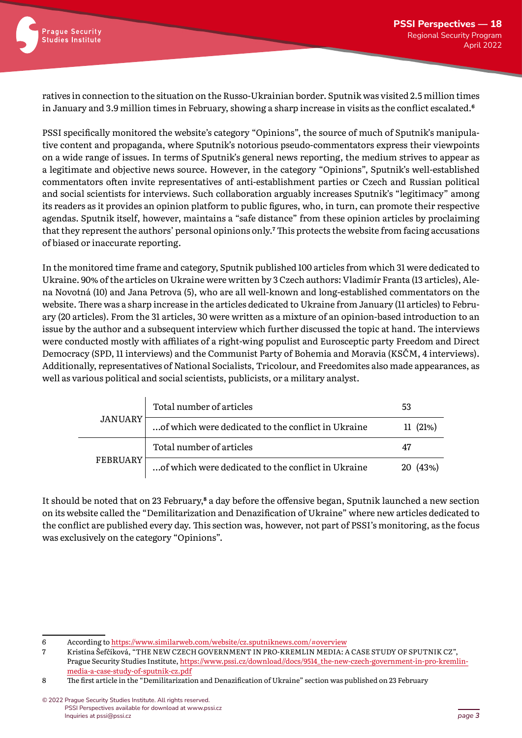ratives in connection to the situation on the Russo-Ukrainian border. Sputnik was visited 2.5 million times in January and 3.9 million times in February, showing a sharp increase in visits as the conflict escalated.[6]

PSSI specifically monitored the website's category "Opinions", the source of much of Sputnik's manipulative content and propaganda, where Sputnik's notorious pseudo-commentators express their viewpoints on a wide range of issues. In terms of Sputnik's general news reporting, the medium strives to appear as a legitimate and objective news source. However, in the category "Opinions", Sputnik's well-established commentators often invite representatives of anti-establishment parties or Czech and Russian political and social scientists for interviews. Such collaboration arguably increases Sputnik's "legitimacy" among its readers as it provides an opinion platform to public figures, who, in turn, can promote their respective agendas. Sputnik itself, however, maintains a "safe distance" from these opinion articles by proclaiming that they represent the authors' personal opinions only.[7] This protects the website from facing accusations of biased or inaccurate reporting.

In the monitored time frame and category, Sputnik published 100 articles from which 31 were dedicated to Ukraine. 90% of the articles on Ukraine were written by 3 Czech authors: Vladimír Franta (13 articles), Alena Novotná (10) and Jana Petrova (5), who are all well-known and long-established commentators on the website. There was a sharp increase in the articles dedicated to Ukraine from January (11 articles) to February (20 articles). From the 31 articles, 30 were written as a mixture of an opinion-based introduction to an issue by the author and a subsequent interview which further discussed the topic at hand. The interviews were conducted mostly with affiliates of a right-wing populist and Eurosceptic party Freedom and Direct Democracy (SPD, 11 interviews) and the Communist Party of Bohemia and Moravia (KSČM, 4 interviews). Additionally, representatives of National Socialists, Tricolour, and Freedomites also made appearances, as well as various political and social scientists, publicists, or a military analyst.

| | | |
|---|---|---|
| JANUARY | Total number of articles | 53 |
| | ...of which were dedicated to the conflict in Ukraine | 11 (21%) |
| FEBRUARY | Total number of articles | 47 |
| | ...of which were dedicated to the conflict in Ukraine | 20 (43%) |

It should be noted that on 23 February,[8] a day before the offensive began, Sputnik launched a new section on its website called the "Demilitarization and Denazification of Ukraine" where new articles dedicated to the conflict are published every day. This section was, however, not part of PSSI's monitoring, as the focus was exclusively on the category "Opinions".

---

6 According to https://www.similarweb.com/website/cz.sputniknews.com/#overview

7 Kristína Šefčíková, "THE NEW CZECH GOVERNMENT IN PRO-KREMLIN MEDIA: A CASE STUDY OF SPUTNIK CZ", Prague Security Studies Institute, https://www.pssi.cz/download//docs/9514_the-new-czech-government-in-pro-kremlin-media-a-case-study-of-sputnik-cz.pdf

8 The first article in the "Demilitarization and Denazification of Ukraine" section was published on 23 February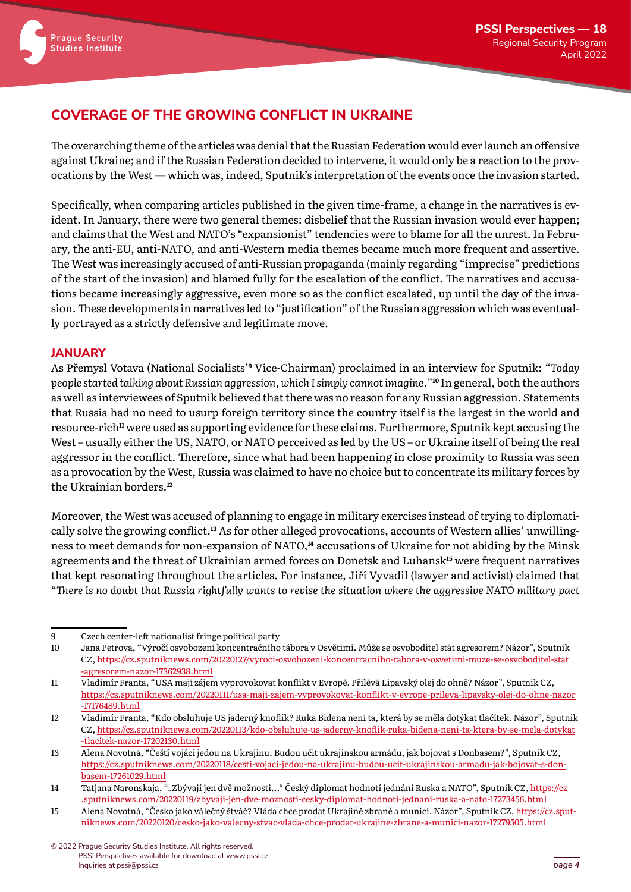## COVERAGE OF THE GROWING CONFLICT IN UKRAINE

The overarching theme of the articles was denial that the Russian Federation would ever launch an offensive against Ukraine; and if the Russian Federation decided to intervene, it would only be a reaction to the provocations by the West — which was, indeed, Sputnik's interpretation of the events once the invasion started.

Specifically, when comparing articles published in the given time-frame, a change in the narratives is evident. In January, there were two general themes: disbelief that the Russian invasion would ever happen; and claims that the West and NATO's "expansionist" tendencies were to blame for all the unrest. In February, the anti-EU, anti-NATO, and anti-Western media themes became much more frequent and assertive. The West was increasingly accused of anti-Russian propaganda (mainly regarding "imprecise" predictions of the start of the invasion) and blamed fully for the escalation of the conflict. The narratives and accusations became increasingly aggressive, even more so as the conflict escalated, up until the day of the invasion. These developments in narratives led to "justification" of the Russian aggression which was eventually portrayed as a strictly defensive and legitimate move.

### JANUARY

As Přemysl Votava (National Socialists'[9] Vice-Chairman) proclaimed in an interview for Sputnik: "*Today people started talking about Russian aggression, which I simply cannot imagine*."[10] In general, both the authors as well as interviewees of Sputnik believed that there was no reason for any Russian aggression. Statements that Russia had no need to usurp foreign territory since the country itself is the largest in the world and resource-rich[11] were used as supporting evidence for these claims. Furthermore, Sputnik kept accusing the West – usually either the US, NATO, or NATO perceived as led by the US – or Ukraine itself of being the real aggressor in the conflict. Therefore, since what had been happening in close proximity to Russia was seen as a provocation by the West, Russia was claimed to have no choice but to concentrate its military forces by the Ukrainian borders.[12]

Moreover, the West was accused of planning to engage in military exercises instead of trying to diplomatically solve the growing conflict.[13] As for other alleged provocations, accounts of Western allies' unwillingness to meet demands for non-expansion of NATO,[14] accusations of Ukraine for not abiding by the Minsk agreements and the threat of Ukrainian armed forces on Donetsk and Luhansk[15] were frequent narratives that kept resonating throughout the articles. For instance, Jiří Vyvadil (lawyer and activist) claimed that "*There is no doubt that Russia rightfully wants to revise the situation where the aggressive NATO military pact*

---

9 Czech center-left nationalist fringe political party

10 Jana Petrova, "Výročí osvobození koncentračního tábora v Osvětimi. Může se osvoboditel stát agresorem? Názor", Sputnik CZ, https://cz.sputniknews.com/20220127/vyroci-osvobozeni-koncentracniho-tabora-v-osvetimi-muze-se-osvoboditel-stat-agresorem-nazor-17362938.html

11 Vladimír Franta, "USA mají zájem vyprovokovat konflikt v Evropě. Přilévá Lipavský olej do ohně? Názor", Sputnik CZ, https://cz.sputniknews.com/20220111/usa-maji-zajem-vyprovokovat-konflikt-v-evrope-prileva-lipavsky-olej-do-ohne-nazor-17176489.html

12 Vladimír Franta, "Kdo obsluhuje US jaderný knoflík? Ruka Bidena není ta, která by se měla dotýkat tlačítek. Názor", Sputnik CZ, https://cz.sputniknews.com/20220113/kdo-obsluhuje-us-jaderny-knoflik-ruka-bidena-neni-ta-ktera-by-se-mela-dotykat-tlacitek-nazor-17202130.html

13 Alena Novotná, "Čeští vojáci jedou na Ukrajinu. Budou učit ukrajinskou armádu, jak bojovat s Donbasem?", Sputnik CZ, https://cz.sputniknews.com/20220118/cesti-vojaci-jedou-na-ukrajinu-budou-ucit-ukrajinskou-armadu-jak-bojovat-s-donbasem-17261029.html

14 Tatjana Naronskaja, "„Zbývají jen dvě možnosti…" Český diplomat hodnotí jednání Ruska a NATO", Sputnik CZ, https://cz.sputniknews.com/20220119/zbyvaji-jen-dve-moznosti-cesky-diplomat-hodnoti-jednani-ruska-a-nato-17273456.html

15 Alena Novotná, "Česko jako válečný štváč? Vláda chce prodat Ukrajině zbraně a munici. Názor", Sputnik CZ, https://cz.sputniknews.com/20220120/cesko-jako-valecny-stvac-vlada-chce-prodat-ukrajine-zbrane-a-munici-nazor-17279505.html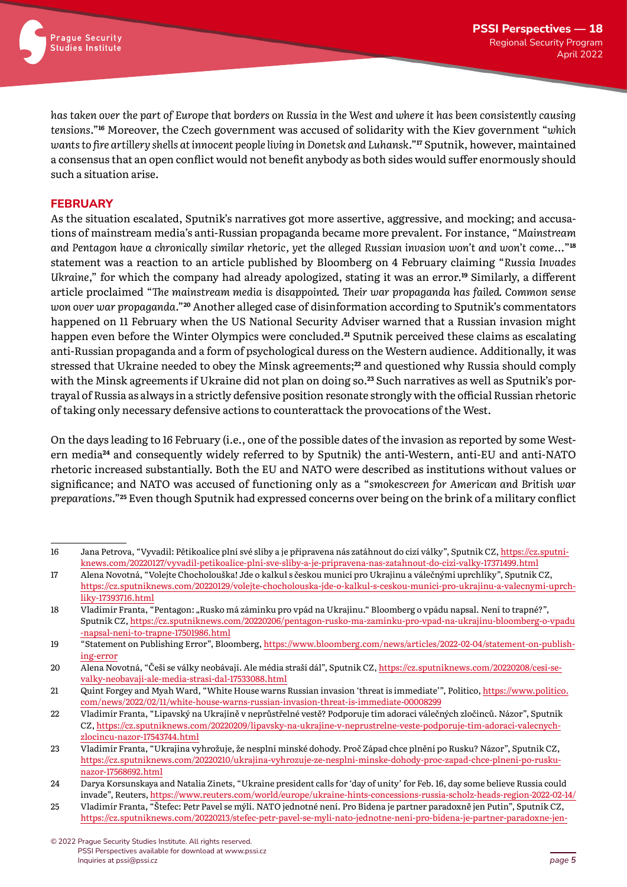*has taken over the part of Europe that borders on Russia in the West and where it has been consistently causing tensions*."[16] Moreover, the Czech government was accused of solidarity with the Kiev government "*which wants to fire artillery shells at innocent people living in Donetsk and Luhansk*."[17] Sputnik, however, maintained a consensus that an open conflict would not benefit anybody as both sides would suffer enormously should such a situation arise.

## FEBRUARY

As the situation escalated, Sputnik's narratives got more assertive, aggressive, and mocking; and accusations of mainstream media's anti-Russian propaganda became more prevalent. For instance, "*Mainstream and Pentagon have a chronically similar rhetoric, yet the alleged Russian invasion won't and won't come…*"[18] statement was a reaction to an article published by Bloomberg on 4 February claiming "*Russia Invades Ukraine*," for which the company had already apologized, stating it was an error.[19] Similarly, a different article proclaimed "*The mainstream media is disappointed. Their war propaganda has failed. Common sense won over war propaganda*."[20] Another alleged case of disinformation according to Sputnik's commentators happened on 11 February when the US National Security Adviser warned that a Russian invasion might happen even before the Winter Olympics were concluded.[21] Sputnik perceived these claims as escalating anti-Russian propaganda and a form of psychological duress on the Western audience. Additionally, it was stressed that Ukraine needed to obey the Minsk agreements;[22] and questioned why Russia should comply with the Minsk agreements if Ukraine did not plan on doing so.[23] Such narratives as well as Sputnik's portrayal of Russia as always in a strictly defensive position resonate strongly with the official Russian rhetoric of taking only necessary defensive actions to counterattack the provocations of the West.

On the days leading to 16 February (i.e., one of the possible dates of the invasion as reported by some Western media[24] and consequently widely referred to by Sputnik) the anti-Western, anti-EU and anti-NATO rhetoric increased substantially. Both the EU and NATO were described as institutions without values or significance; and NATO was accused of functioning only as a "*smokescreen for American and British war preparations*."[25] Even though Sputnik had expressed concerns over being on the brink of a military conflict

---

16 Jana Petrova, "Vyvadil: Pětikoalice plní své sliby a je připravena nás zatáhnout do cizí války", Sputnik CZ, https://cz.sputniknews.com/20220127/vyvadil-petikoalice-plni-sve-sliby-a-je-pripravena-nas-zatahnout-do-cizi-valky-17371499.html

17 Alena Novotná, "Volejte Chocholouška! Jde o kalkul s českou municí pro Ukrajinu a válečnými uprchlíky", Sputnik CZ, https://cz.sputniknews.com/20220129/volejte-chocholouska-jde-o-kalkul-s-ceskou-munici-pro-ukrajinu-a-valecnymi-uprchliky-17393716.html

18 Vladimír Franta, "Pentagon: „Rusko má záminku pro vpád na Ukrajinu." Bloomberg o vpádu napsal. Není to trapné?", Sputnik CZ, https://cz.sputniknews.com/20220206/pentagon-rusko-ma-zaminku-pro-vpad-na-ukrajinu-bloomberg-o-vpadu-napsal-neni-to-trapne-17501986.html

19 "Statement on Publishing Error", Bloomberg, https://www.bloomberg.com/news/articles/2022-02-04/statement-on-publishing-error

20 Alena Novotná, "Češi se války neobávají. Ale média straší dál", Sputnik CZ, https://cz.sputniknews.com/20220208/cesi-se-valky-neobavaji-ale-media-strasi-dal-17533088.html

21 Quint Forgey and Myah Ward, "White House warns Russian invasion 'threat is immediate'", Politico, https://www.politico.com/news/2022/02/11/white-house-warns-russian-invasion-threat-is-immediate-00008299

22 Vladimír Franta, "Lipavský na Ukrajině v neprůstřelné vestě? Podporuje tím adoraci válečných zločinců. Názor", Sputnik CZ, https://cz.sputniknews.com/20220209/lipavsky-na-ukrajine-v-neprustrelne-veste-podporuje-tim-adoraci-valecnych-zlocincu-nazor-17543744.html

23 Vladimír Franta, "Ukrajina vyhrožuje, že nesplní minské dohody. Proč Západ chce plnění po Rusku? Názor", Sputnik CZ, https://cz.sputniknews.com/20220210/ukrajina-vyhrozuje-ze-nesplni-minske-dohody-proc-zapad-chce-plneni-po-rusku-nazor-17568692.html

24 Darya Korsunskaya and Natalia Zinets, "Ukraine president calls for 'day of unity' for Feb. 16, day some believe Russia could invade", Reuters, https://www.reuters.com/world/europe/ukraine-hints-concessions-russia-scholz-heads-region-2022-02-14/

25 Vladimír Franta, "Štefec: Petr Pavel se mýlí. NATO jednotné není. Pro Bidena je partner paradoxně jen Putin", Sputnik CZ, https://cz.sputniknews.com/20220213/stefec-petr-pavel-se-myli-nato-jednotne-neni-pro-bidena-je-partner-paradoxne-jen-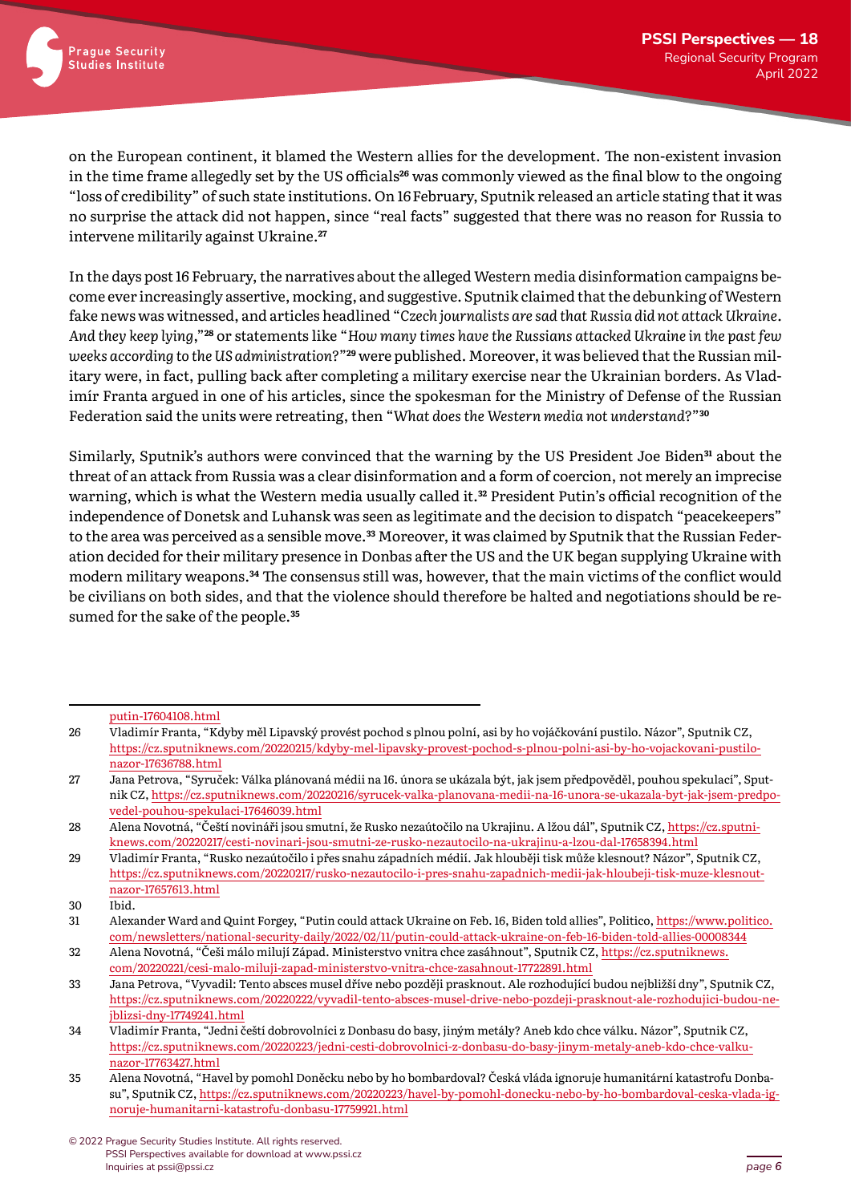on the European continent, it blamed the Western allies for the development. The non-existent invasion in the time frame allegedly set by the US officials[26] was commonly viewed as the final blow to the ongoing "loss of credibility" of such state institutions. On 16 February, Sputnik released an article stating that it was no surprise the attack did not happen, since "real facts" suggested that there was no reason for Russia to intervene militarily against Ukraine.[27]

In the days post 16 February, the narratives about the alleged Western media disinformation campaigns become ever increasingly assertive, mocking, and suggestive. Sputnik claimed that the debunking of Western fake news was witnessed, and articles headlined "*Czech journalists are sad that Russia did not attack Ukraine. And they keep lying*,"[28] or statements like "*How many times have the Russians attacked Ukraine in the past few weeks according to the US administration?*"[29] were published. Moreover, it was believed that the Russian military were, in fact, pulling back after completing a military exercise near the Ukrainian borders. As Vladimír Franta argued in one of his articles, since the spokesman for the Ministry of Defense of the Russian Federation said the units were retreating, then "*What does the Western media not understand?*"[30]

Similarly, Sputnik's authors were convinced that the warning by the US President Joe Biden[31] about the threat of an attack from Russia was a clear disinformation and a form of coercion, not merely an imprecise warning, which is what the Western media usually called it.[32] President Putin's official recognition of the independence of Donetsk and Luhansk was seen as legitimate and the decision to dispatch "peacekeepers" to the area was perceived as a sensible move.[33] Moreover, it was claimed by Sputnik that the Russian Federation decided for their military presence in Donbas after the US and the UK began supplying Ukraine with modern military weapons.[34] The consensus still was, however, that the main victims of the conflict would be civilians on both sides, and that the violence should therefore be halted and negotiations should be resumed for the sake of the people.[35]

---

putin-17604108.html

26 Vladimír Franta, "Kdyby měl Lipavský provést pochod s plnou polní, asi by ho vojáčkování pustilo. Názor", Sputnik CZ, https://cz.sputniknews.com/20220215/kdyby-mel-lipavsky-provest-pochod-s-plnou-polni-asi-by-ho-vojackovani-pustilo-nazor-17636788.html

27 Jana Petrova, "Syruček: Válka plánovaná médii na 16. února se ukázala být, jak jsem předpověděl, pouhou spekulací", Sputnik CZ, https://cz.sputniknews.com/20220216/syrucek-valka-planovana-medii-na-16-unora-se-ukazala-byt-jak-jsem-predpovedel-pouhou-spekulaci-17646039.html

28 Alena Novotná, "Čeští novináři jsou smutní, že Rusko nezaútočilo na Ukrajinu. A lžou dál", Sputnik CZ, https://cz.sputniknews.com/20220217/cesti-novinari-jsou-smutni-ze-rusko-nezautocilo-na-ukrajinu-a-lzou-dal-17658394.html

29 Vladimír Franta, "Rusko nezaútočilo i přes snahu západních médií. Jak hlouběji tisk může klesnout? Názor", Sputnik CZ, https://cz.sputniknews.com/20220217/rusko-nezautocilo-i-pres-snahu-zapadnich-medii-jak-hloubeji-tisk-muze-klesnout-nazor-17657613.html

30 Ibid.

31 Alexander Ward and Quint Forgey, "Putin could attack Ukraine on Feb. 16, Biden told allies", Politico, https://www.politico.com/newsletters/national-security-daily/2022/02/11/putin-could-attack-ukraine-on-feb-16-biden-told-allies-00008344

32 Alena Novotná, "Češi málo milují Západ. Ministerstvo vnitra chce zasáhnout", Sputnik CZ, https://cz.sputniknews.com/20220221/cesi-malo-miluji-zapad-ministerstvo-vnitra-chce-zasahnout-17722891.html

33 Jana Petrova, "Vyvadil: Tento absces musel dříve nebo později prasknout. Ale rozhodující budou nejbližší dny", Sputnik CZ, https://cz.sputniknews.com/20220222/vyvadil-tento-absces-musel-drive-nebo-pozdeji-prasknout-ale-rozhodujici-budou-nejblizsi-dny-17749241.html

34 Vladimír Franta, "Jední čeští dobrovolníci z Donbasu do basy, jiným metály? Aneb kdo chce válku. Názor", Sputnik CZ, https://cz.sputniknews.com/20220223/jedni-cesti-dobrovolnici-z-donbasu-do-basy-jinym-metaly-aneb-kdo-chce-valku-nazor-17763427.html

35 Alena Novotná, "Havel by pomohl Doněcku nebo by ho bombardoval? Česká vláda ignoruje humanitární katastrofu Donbasu", Sputnik CZ, https://cz.sputniknews.com/20220223/havel-by-pomohl-donecku-nebo-by-ho-bombardoval-ceska-vlada-ignoruje-humanitarni-katastrofu-donbasu-17759921.html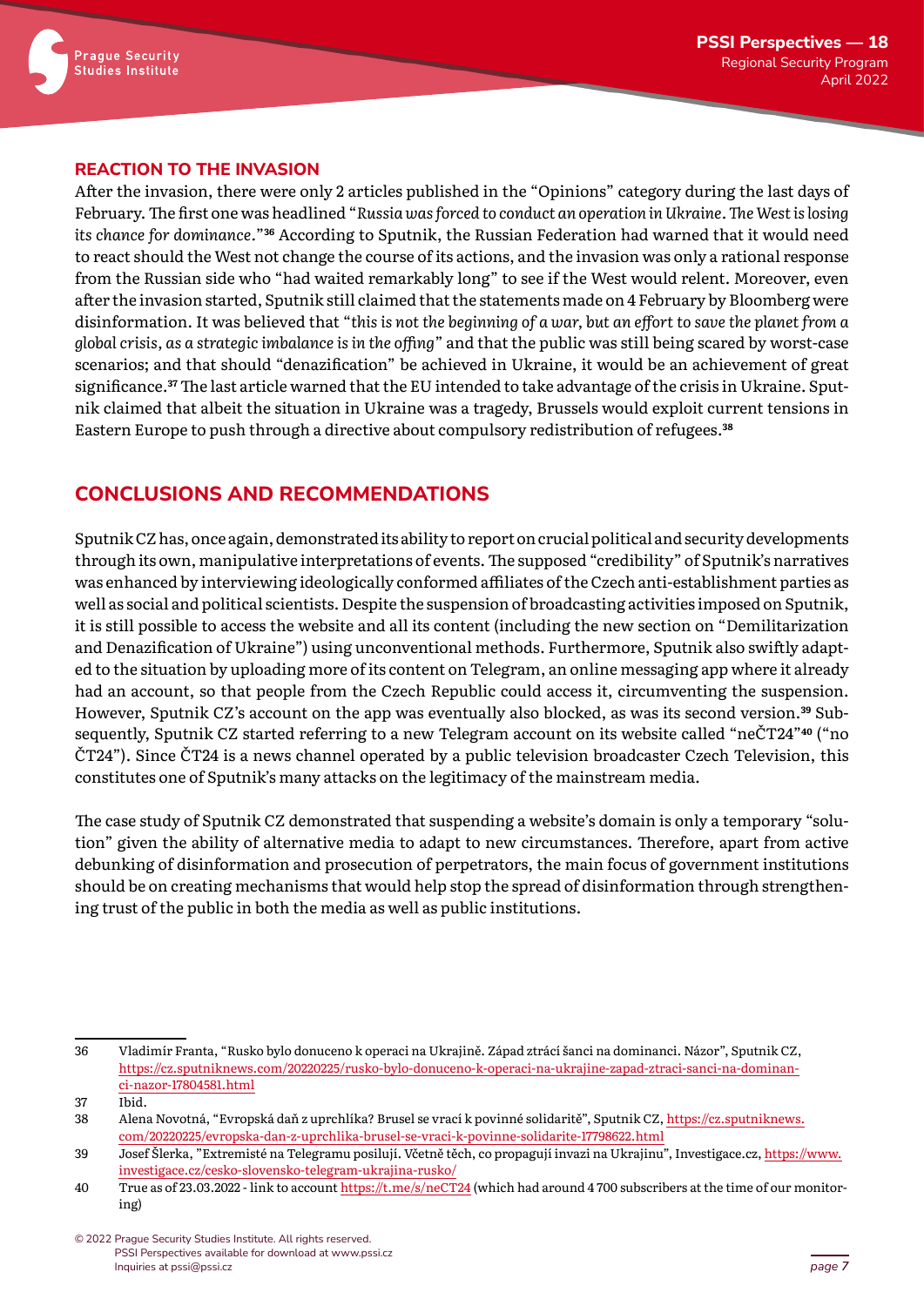## REACTION TO THE INVASION

After the invasion, there were only 2 articles published in the "Opinions" category during the last days of February. The first one was headlined "*Russia was forced to conduct an operation in Ukraine. The West is losing its chance for dominance*."[36] According to Sputnik, the Russian Federation had warned that it would need to react should the West not change the course of its actions, and the invasion was only a rational response from the Russian side who "had waited remarkably long" to see if the West would relent. Moreover, even after the invasion started, Sputnik still claimed that the statements made on 4 February by Bloomberg were disinformation. It was believed that "*this is not the beginning of a war, but an effort to save the planet from a global crisis, as a strategic imbalance is in the offing*" and that the public was still being scared by worst-case scenarios; and that should "denazification" be achieved in Ukraine, it would be an achievement of great significance.[37] The last article warned that the EU intended to take advantage of the crisis in Ukraine. Sputnik claimed that albeit the situation in Ukraine was a tragedy, Brussels would exploit current tensions in Eastern Europe to push through a directive about compulsory redistribution of refugees.[38]

## CONCLUSIONS AND RECOMMENDATIONS

Sputnik CZ has, once again, demonstrated its ability to report on crucial political and security developments through its own, manipulative interpretations of events. The supposed "credibility" of Sputnik's narratives was enhanced by interviewing ideologically conformed affiliates of the Czech anti-establishment parties as well as social and political scientists. Despite the suspension of broadcasting activities imposed on Sputnik, it is still possible to access the website and all its content (including the new section on "Demilitarization and Denazification of Ukraine") using unconventional methods. Furthermore, Sputnik also swiftly adapted to the situation by uploading more of its content on Telegram, an online messaging app where it already had an account, so that people from the Czech Republic could access it, circumventing the suspension. However, Sputnik CZ's account on the app was eventually also blocked, as was its second version.[39] Subsequently, Sputnik CZ started referring to a new Telegram account on its website called "neČT24"[40] ("no ČT24"). Since ČT24 is a news channel operated by a public television broadcaster Czech Television, this constitutes one of Sputnik's many attacks on the legitimacy of the mainstream media.

The case study of Sputnik CZ demonstrated that suspending a website's domain is only a temporary "solution" given the ability of alternative media to adapt to new circumstances. Therefore, apart from active debunking of disinformation and prosecution of perpetrators, the main focus of government institutions should be on creating mechanisms that would help stop the spread of disinformation through strengthening trust of the public in both the media as well as public institutions.

---

36 Vladimír Franta, "Rusko bylo donuceno k operaci na Ukrajině. Západ ztrácí šanci na dominanci. Názor", Sputnik CZ, https://cz.sputniknews.com/20220225/rusko-bylo-donuceno-k-operaci-na-ukrajine-zapad-ztraci-sanci-na-dominanci-nazor-17804581.html

37 Ibid.

38 Alena Novotná, "Evropská daň z uprchlíka? Brusel se vrací k povinné solidaritě", Sputnik CZ, https://cz.sputniknews.com/20220225/evropska-dan-z-uprchlika-brusel-se-vraci-k-povinne-solidarite-17798622.html

39 Josef Šlerka, "Extremisté na Telegramu posilují. Včetně těch, co propagují invazi na Ukrajinu", Investigace.cz, https://www.investigace.cz/cesko-slovensko-telegram-ukrajina-rusko/

40 True as of 23.03.2022 - link to account https://t.me/s/neCT24 (which had around 4 700 subscribers at the time of our monitoring)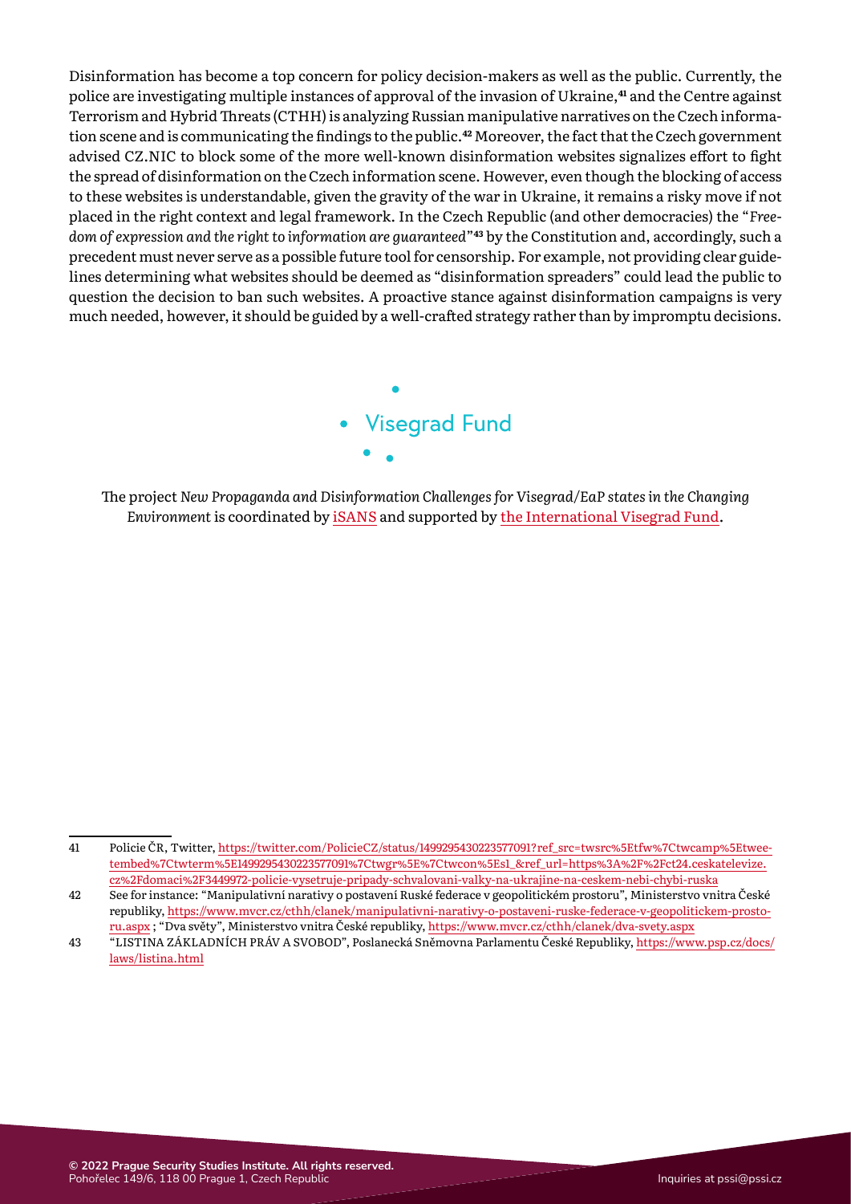Disinformation has become a top concern for policy decision-makers as well as the public. Currently, the police are investigating multiple instances of approval of the invasion of Ukraine,[41] and the Centre against Terrorism and Hybrid Threats (CTHH) is analyzing Russian manipulative narratives on the Czech information scene and is communicating the findings to the public.[42] Moreover, the fact that the Czech government advised CZ.NIC to block some of the more well-known disinformation websites signalizes effort to fight the spread of disinformation on the Czech information scene. However, even though the blocking of access to these websites is understandable, given the gravity of the war in Ukraine, it remains a risky move if not placed in the right context and legal framework. In the Czech Republic (and other democracies) the "*Freedom of expression and the right to information are guaranteed*"[43] by the Constitution and, accordingly, such a precedent must never serve as a possible future tool for censorship. For example, not providing clear guidelines determining what websites should be deemed as "disinformation spreaders" could lead the public to question the decision to ban such websites. A proactive stance against disinformation campaigns is very much needed, however, it should be guided by a well-crafted strategy rather than by impromptu decisions.

Visegrad Fund

The project *New Propaganda and Disinformation Challenges for Visegrad/EaP states in the Changing Environment* is coordinated by [iSANS](https://isans.org) and supported by [the International Visegrad Fund](https://www.visegradfund.org).

---

41 Policie ČR, Twitter, https://twitter.com/PolicieCZ/status/1499295430223577091?ref_src=twsrc%5Etfw%7Ctwcamp%5Etweetembed%7Ctwterm%5E1499295430223577091%7Ctwgr%5E%7Ctwcon%5Es1_&ref_url=https%3A%2F%2Fct24.ceskatelevize.cz%2Fdomaci%2F3449972-policie-vysetruje-pripady-schvalovani-valky-na-ukrajine-na-ceskem-nebi-chybi-ruska

42 See for instance: "Manipulativní narativy o postavení Ruské federace v geopolitickém prostoru", Ministerstvo vnitra České republiky, https://www.mvcr.cz/cthh/clanek/manipulativni-narativy-o-postaveni-ruske-federace-v-geopolitickem-prostoru.aspx ; "Dva světy", Ministerstvo vnitra České republiky, https://www.mvcr.cz/cthh/clanek/dva-svety.aspx

43 "LISTINA ZÁKLADNÍCH PRÁV A SVOBOD", Poslanecká Sněmovna Parlamentu České Republiky, https://www.psp.cz/docs/laws/listina.html

**© 2022 Prague Security Studies Institute. All rights reserved.**
Pohořelec 149/6, 118 00 Prague 1, Czech Republic

Inquiries at pssi@pssi.cz